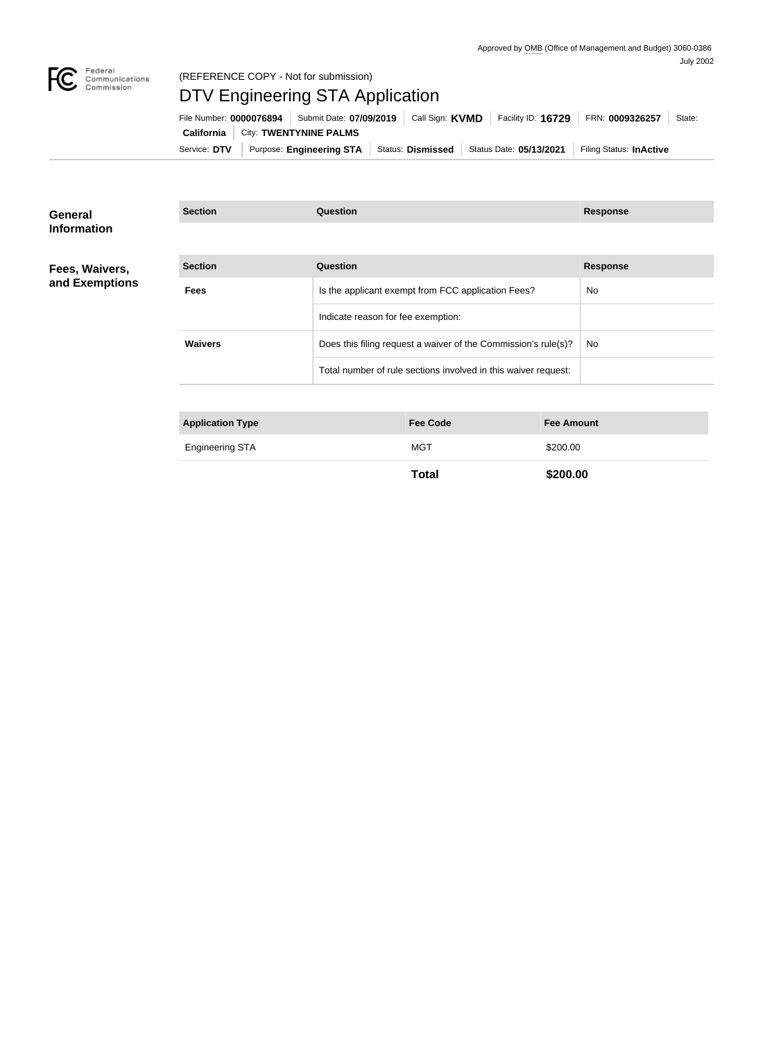Approved by OMB (Office of Management and Budget) 3060-0386
July 2002

Federal Communications Commission

(REFERENCE COPY - Not for submission)

# DTV Engineering STA Application

File Number: **0000076894** | Submit Date: **07/09/2019** | Call Sign: **KVMD** | Facility ID: **16729** | FRN: **0009326257** | State: **California** | City: **TWENTYNINE PALMS**

Service: **DTV** | Purpose: **Engineering STA** | Status: **Dismissed** | Status Date: **05/13/2021** | Filing Status: **InActive**

## General Information

| Section | Question | Response |
| --- | --- | --- |

## Fees, Waivers, and Exemptions

| Section | Question | Response |
| --- | --- | --- |
| Fees | Is the applicant exempt from FCC application Fees? | No |
| | Indicate reason for fee exemption: | |
| Waivers | Does this filing request a waiver of the Commission's rule(s)? | No |
| | Total number of rule sections involved in this waiver request: | |

| Application Type | Fee Code | Fee Amount |
| --- | --- | --- |
| Engineering STA | MGT | $200.00 |
| | **Total** | **$200.00** |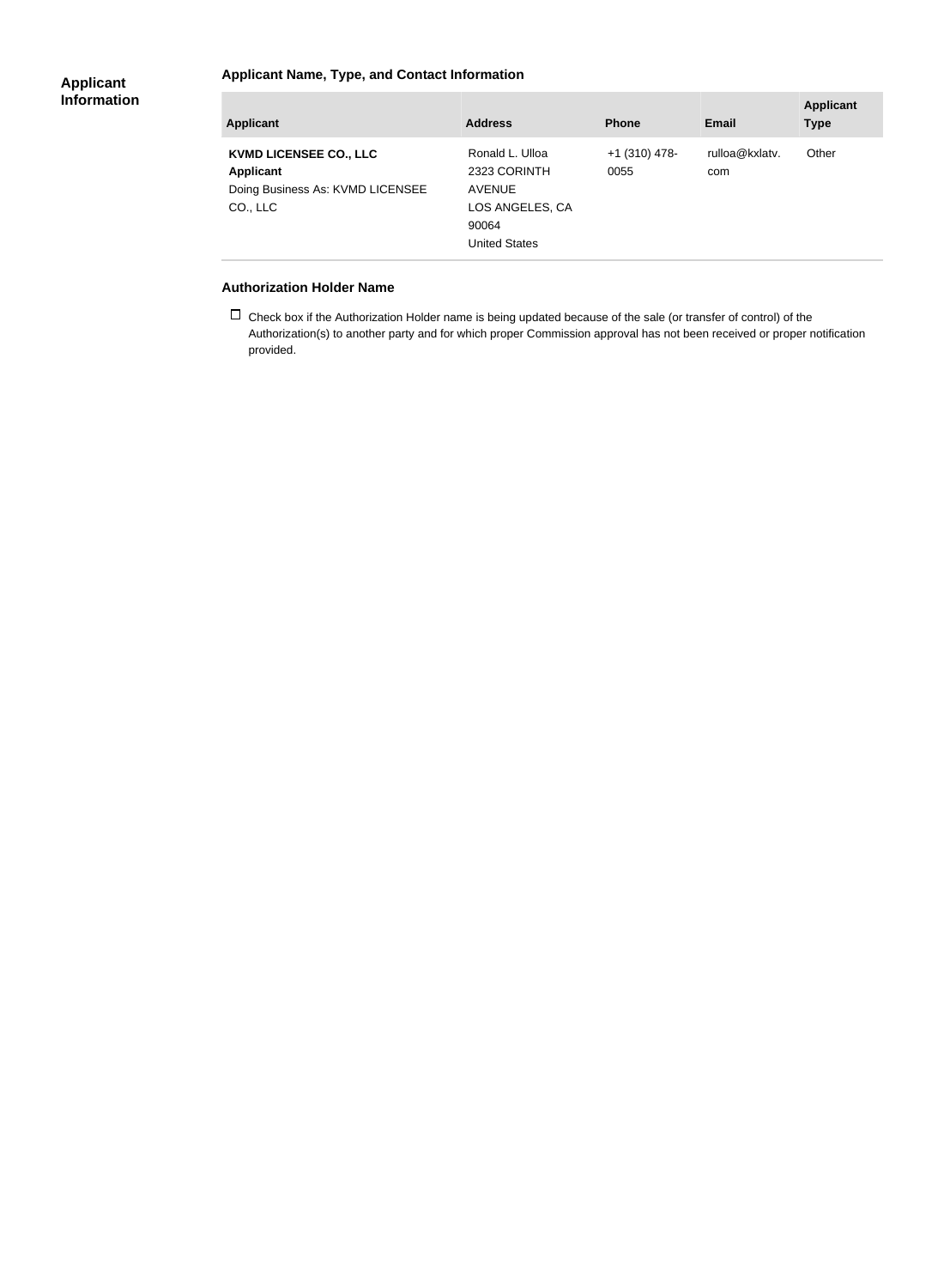## Applicant Information

### Applicant Name, Type, and Contact Information

| Applicant | Address | Phone | Email | Applicant Type |
|---|---|---|---|---|
| **KVMD LICENSEE CO., LLC** **Applicant** Doing Business As: KVMD LICENSEE CO., LLC | Ronald L. Ulloa 2323 CORINTH AVENUE LOS ANGELES, CA 90064 United States | +1 (310) 478-0055 | rulloa@kxlatv.com | Other |

### Authorization Holder Name

☐ Check box if the Authorization Holder name is being updated because of the sale (or transfer of control) of the Authorization(s) to another party and for which proper Commission approval has not been received or proper notification provided.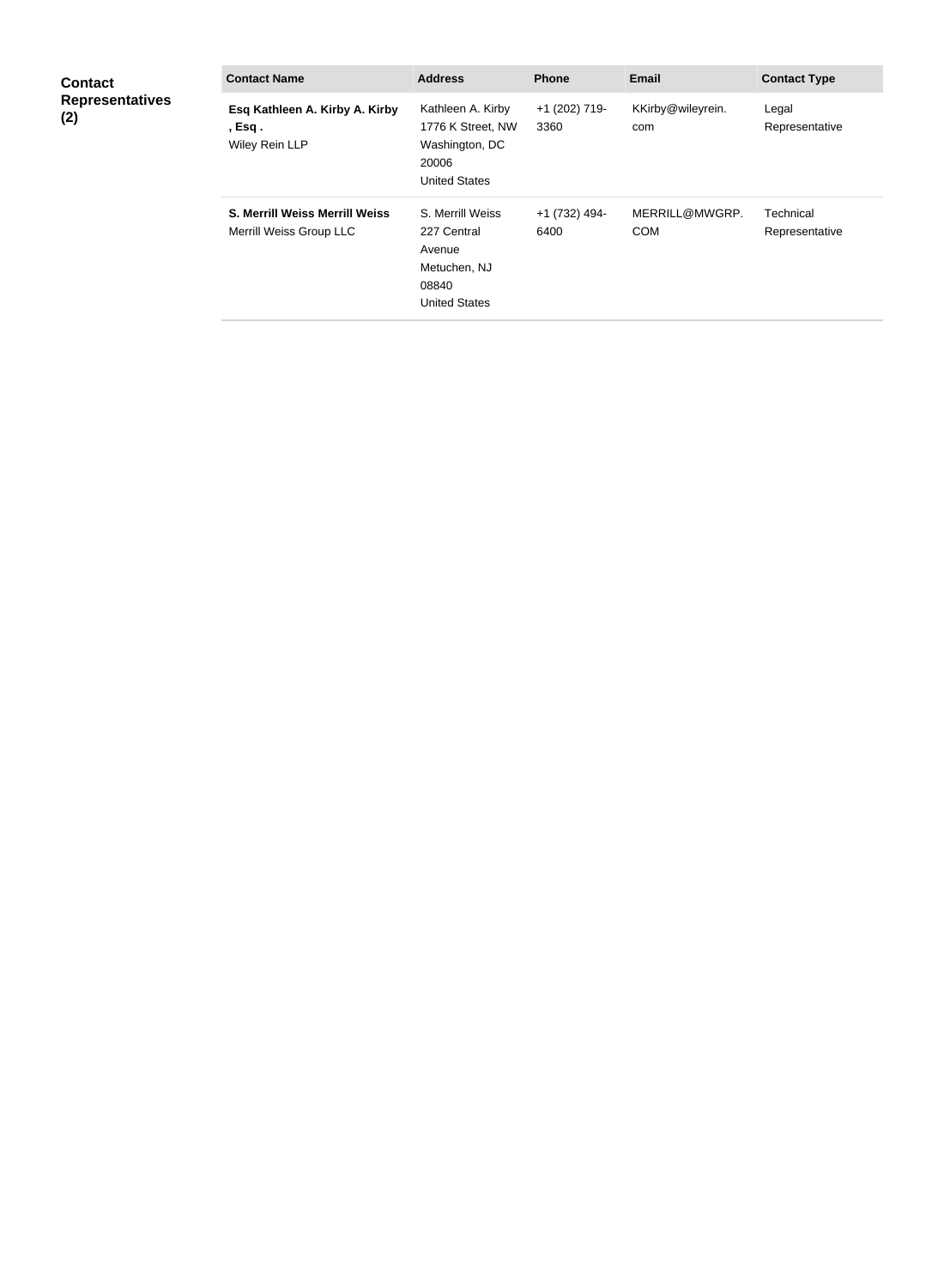**Contact Representatives (2)**

| Contact Name | Address | Phone | Email | Contact Type |
| --- | --- | --- | --- | --- |
| **Esq Kathleen A. Kirby A. Kirby , Esq .** Wiley Rein LLP | Kathleen A. Kirby 1776 K Street, NW Washington, DC 20006 United States | +1 (202) 719-3360 | KKirby@wileyrein.com | Legal Representative |
| **S. Merrill Weiss Merrill Weiss** Merrill Weiss Group LLC | S. Merrill Weiss 227 Central Avenue Metuchen, NJ 08840 United States | +1 (732) 494-6400 | MERRILL@MWGRP.COM | Technical Representative |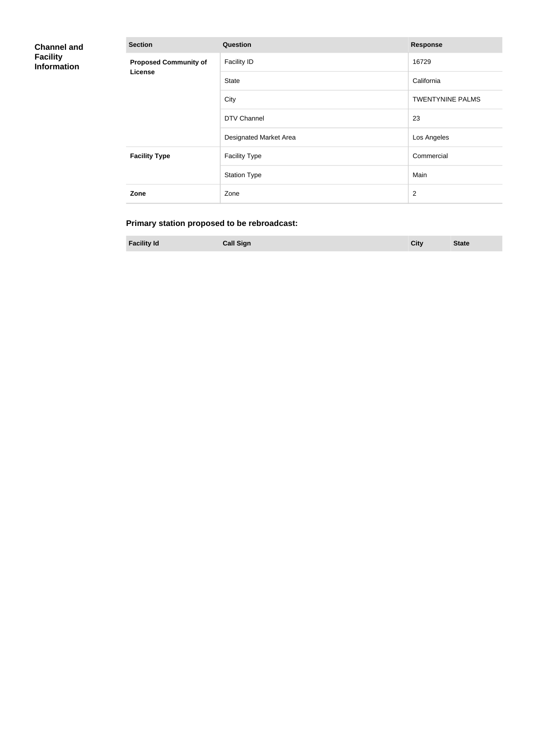## Channel and Facility Information

| Section | Question | Response |
|---|---|---|
| **Proposed Community of License** | Facility ID | 16729 |
| | State | California |
| | City | TWENTYNINE PALMS |
| | DTV Channel | 23 |
| | Designated Market Area | Los Angeles |
| **Facility Type** | Facility Type | Commercial |
| | Station Type | Main |
| **Zone** | Zone | 2 |

### Primary station proposed to be rebroadcast:

| Facility Id | Call Sign | City | State |
|---|---|---|---|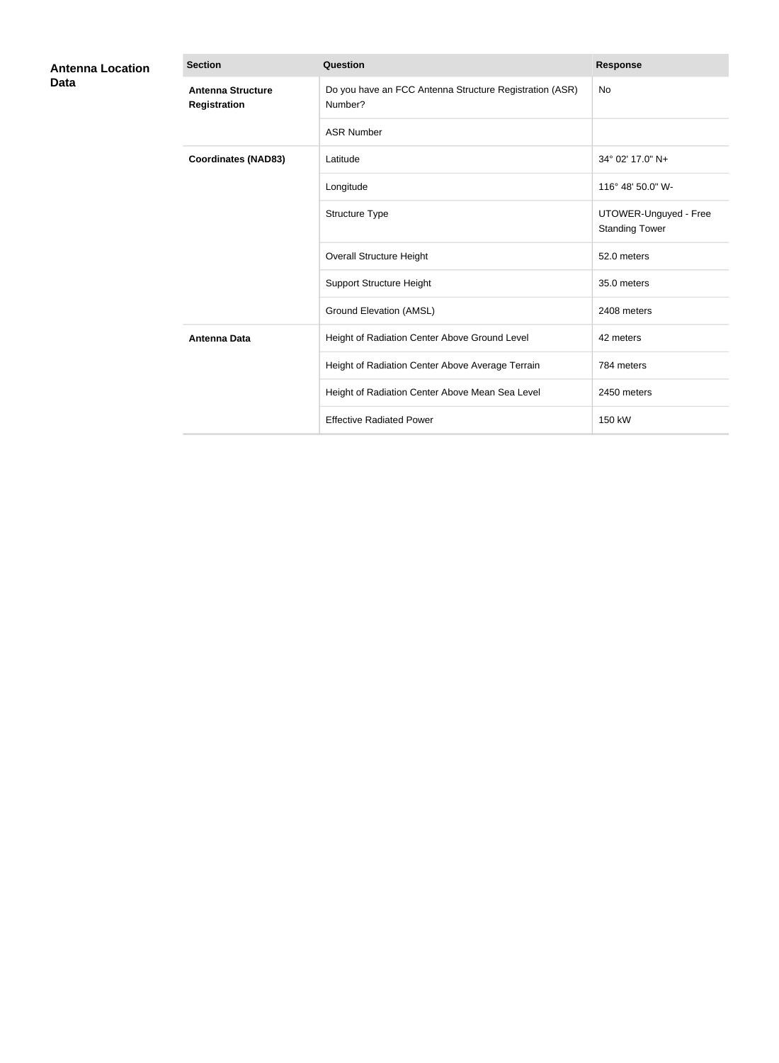## Antenna Location Data

| Section | Question | Response |
|---|---|---|
| **Antenna Structure Registration** | Do you have an FCC Antenna Structure Registration (ASR) Number? | No |
| | ASR Number | |
| **Coordinates (NAD83)** | Latitude | 34° 02' 17.0" N+ |
| | Longitude | 116° 48' 50.0" W- |
| | Structure Type | UTOWER-Unguyed - Free Standing Tower |
| | Overall Structure Height | 52.0 meters |
| | Support Structure Height | 35.0 meters |
| | Ground Elevation (AMSL) | 2408 meters |
| **Antenna Data** | Height of Radiation Center Above Ground Level | 42 meters |
| | Height of Radiation Center Above Average Terrain | 784 meters |
| | Height of Radiation Center Above Mean Sea Level | 2450 meters |
| | Effective Radiated Power | 150 kW |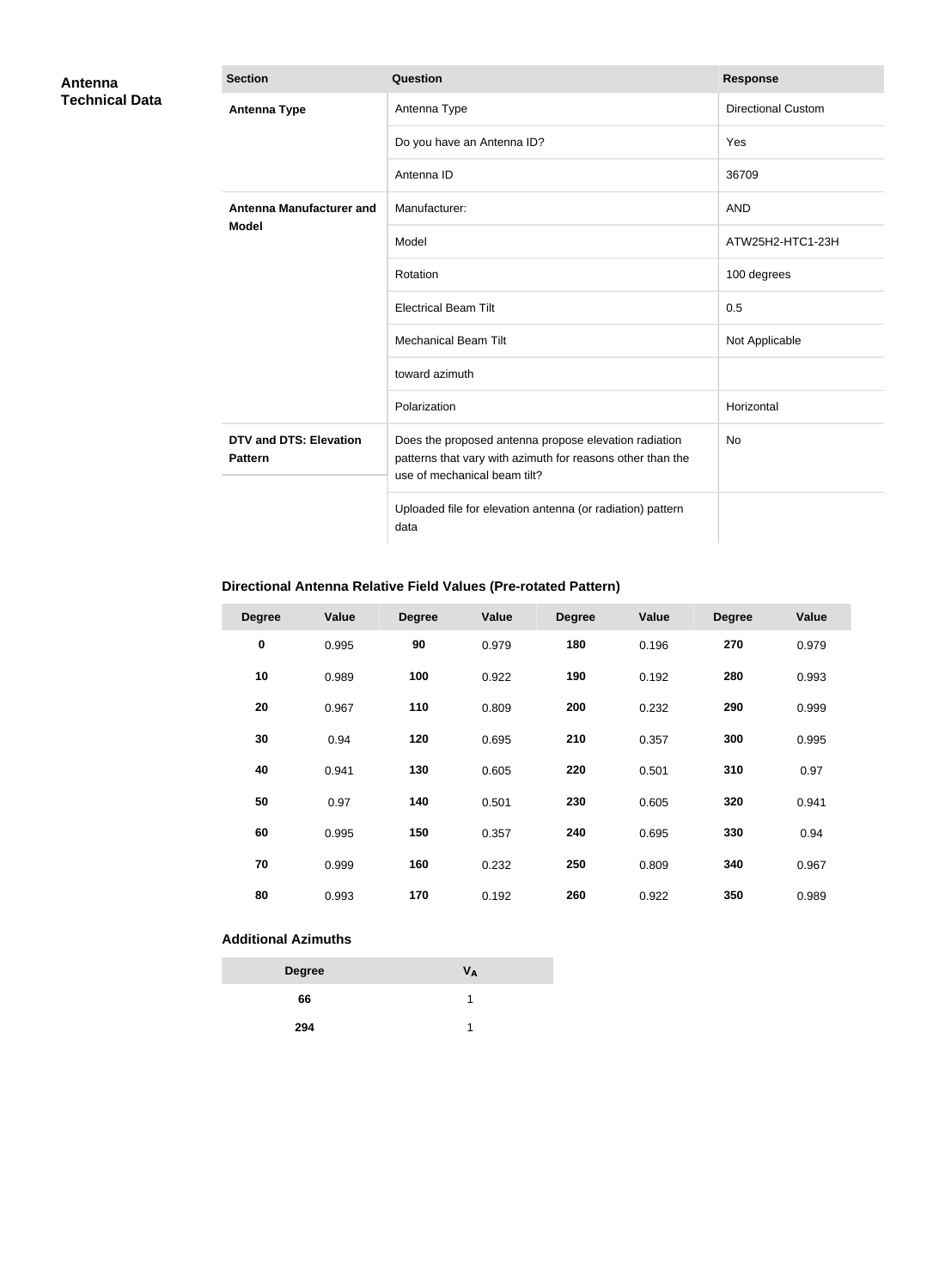## Antenna Technical Data

| Section | Question | Response |
|---|---|---|
| **Antenna Type** | Antenna Type | Directional Custom |
| | Do you have an Antenna ID? | Yes |
| | Antenna ID | 36709 |
| **Antenna Manufacturer and Model** | Manufacturer: | AND |
| | Model | ATW25H2-HTC1-23H |
| | Rotation | 100 degrees |
| | Electrical Beam Tilt | 0.5 |
| | Mechanical Beam Tilt | Not Applicable |
| | toward azimuth | |
| | Polarization | Horizontal |
| **DTV and DTS: Elevation Pattern** | Does the proposed antenna propose elevation radiation patterns that vary with azimuth for reasons other than the use of mechanical beam tilt? | No |
| | Uploaded file for elevation antenna (or radiation) pattern data | |

### Directional Antenna Relative Field Values (Pre-rotated Pattern)

| Degree | Value | Degree | Value | Degree | Value | Degree | Value |
|---|---|---|---|---|---|---|---|
| **0** | 0.995 | **90** | 0.979 | **180** | 0.196 | **270** | 0.979 |
| **10** | 0.989 | **100** | 0.922 | **190** | 0.192 | **280** | 0.993 |
| **20** | 0.967 | **110** | 0.809 | **200** | 0.232 | **290** | 0.999 |
| **30** | 0.94 | **120** | 0.695 | **210** | 0.357 | **300** | 0.995 |
| **40** | 0.941 | **130** | 0.605 | **220** | 0.501 | **310** | 0.97 |
| **50** | 0.97 | **140** | 0.501 | **230** | 0.605 | **320** | 0.941 |
| **60** | 0.995 | **150** | 0.357 | **240** | 0.695 | **330** | 0.94 |
| **70** | 0.999 | **160** | 0.232 | **250** | 0.809 | **340** | 0.967 |
| **80** | 0.993 | **170** | 0.192 | **260** | 0.922 | **350** | 0.989 |

### Additional Azimuths

| Degree | $V_A$ |
|---|---|
| **66** | 1 |
| **294** | 1 |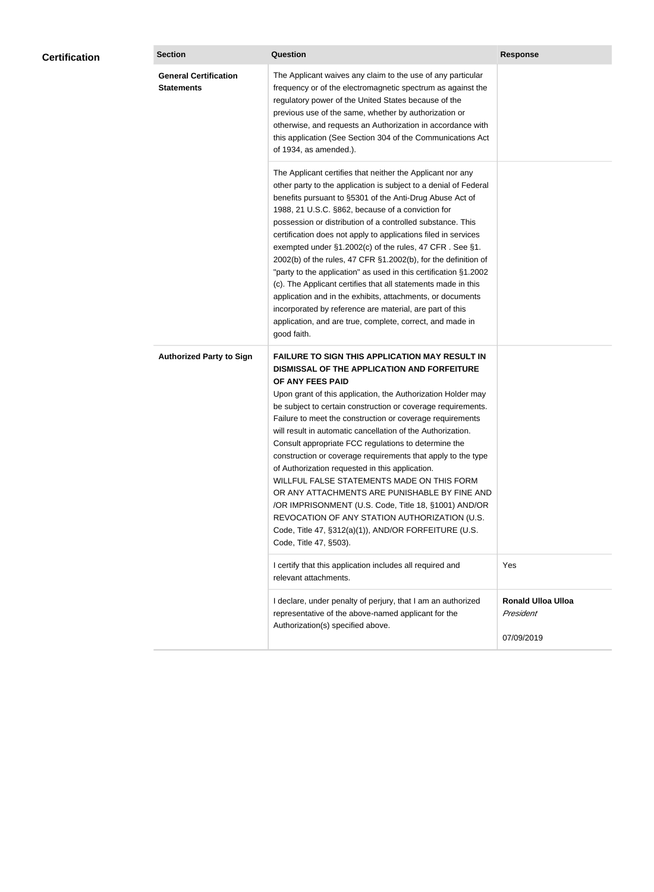## Certification

| Section | Question | Response |
| --- | --- | --- |
| **General Certification Statements** | The Applicant waives any claim to the use of any particular frequency or of the electromagnetic spectrum as against the regulatory power of the United States because of the previous use of the same, whether by authorization or otherwise, and requests an Authorization in accordance with this application (See Section 304 of the Communications Act of 1934, as amended.). | |
| | The Applicant certifies that neither the Applicant nor any other party to the application is subject to a denial of Federal benefits pursuant to §5301 of the Anti-Drug Abuse Act of 1988, 21 U.S.C. §862, because of a conviction for possession or distribution of a controlled substance. This certification does not apply to applications filed in services exempted under §1.2002(c) of the rules, 47 CFR . See §1. 2002(b) of the rules, 47 CFR §1.2002(b), for the definition of "party to the application" as used in this certification §1.2002 (c). The Applicant certifies that all statements made in this application and in the exhibits, attachments, or documents incorporated by reference are material, are part of this application, and are true, complete, correct, and made in good faith. | |
| **Authorized Party to Sign** | **FAILURE TO SIGN THIS APPLICATION MAY RESULT IN DISMISSAL OF THE APPLICATION AND FORFEITURE OF ANY FEES PAID** Upon grant of this application, the Authorization Holder may be subject to certain construction or coverage requirements. Failure to meet the construction or coverage requirements will result in automatic cancellation of the Authorization. Consult appropriate FCC regulations to determine the construction or coverage requirements that apply to the type of Authorization requested in this application. WILLFUL FALSE STATEMENTS MADE ON THIS FORM OR ANY ATTACHMENTS ARE PUNISHABLE BY FINE AND /OR IMPRISONMENT (U.S. Code, Title 18, §1001) AND/OR REVOCATION OF ANY STATION AUTHORIZATION (U.S. Code, Title 47, §312(a)(1)), AND/OR FORFEITURE (U.S. Code, Title 47, §503). | |
| | I certify that this application includes all required and relevant attachments. | Yes |
| | I declare, under penalty of perjury, that I am an authorized representative of the above-named applicant for the Authorization(s) specified above. | **Ronald Ulloa Ulloa** *President* 07/09/2019 |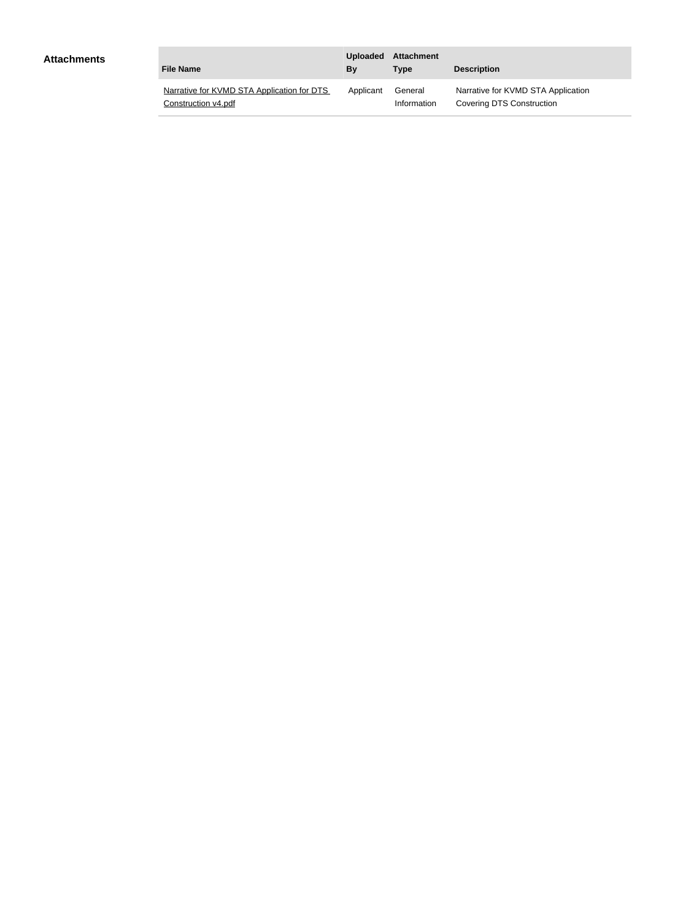**Attachments**

| File Name | Uploaded By | Attachment Type | Description |
| --- | --- | --- | --- |
| Narrative for KVMD STA Application for DTS Construction v4.pdf | Applicant | General Information | Narrative for KVMD STA Application Covering DTS Construction |